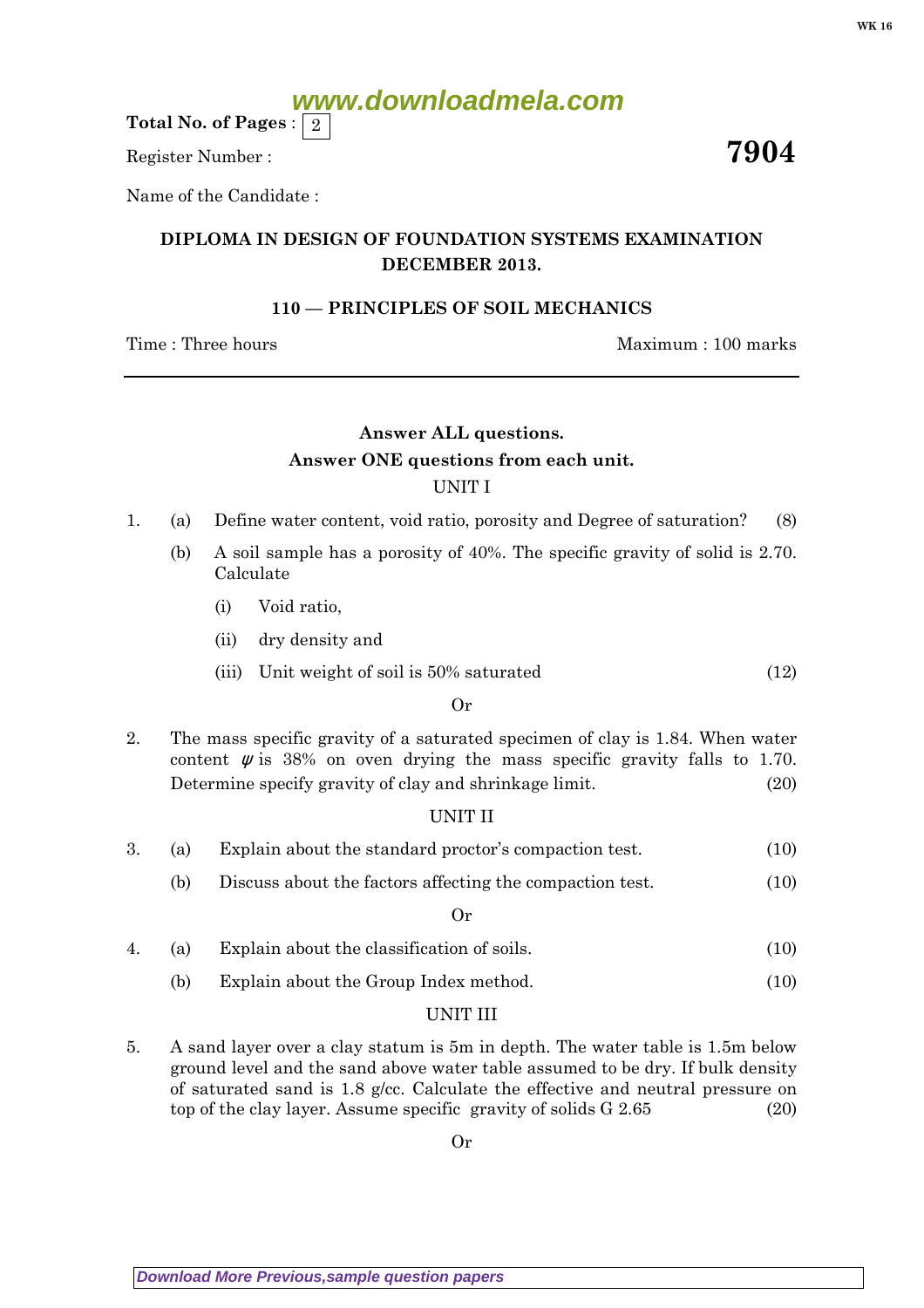Total No. of Pages : 2

Register Number :

**7904**

Name of the Candidate :

## DIPLOMA IN DESIGN OF FOUNDATION SYSTEMS EXAMINATION DECEMBER 2013.

### 110 — PRINCIPLES OF SOIL MECHANICS

Time : Three hours Maximum : 100 marks

---

**Answer ALL questions.**

**Answer ONE questions from each unit.**

UNIT I

1. (a) Define water content, void ratio, porosity and Degree of saturation? (8)

   (b) A soil sample has a porosity of 40%. The specific gravity of solid is 2.70. Calculate

   (i) Void ratio,

   (ii) dry density and

   (iii) Unit weight of soil is 50% saturated (12)

Or

2. The mass specific gravity of a saturated specimen of clay is 1.84. When water content $\psi$ is 38% on oven drying the mass specific gravity falls to 1.70. Determine specify gravity of clay and shrinkage limit. (20)

UNIT II

3. (a) Explain about the standard proctor's compaction test. (10)

   (b) Discuss about the factors affecting the compaction test. (10)

Or

4. (a) Explain about the classification of soils. (10)

   (b) Explain about the Group Index method. (10)

UNIT III

5. A sand layer over a clay statum is 5m in depth. The water table is 1.5m below ground level and the sand above water table assumed to be dry. If bulk density of saturated sand is 1.8 g/cc. Calculate the effective and neutral pressure on top of the clay layer. Assume specific gravity of solids G 2.65 (20)

Or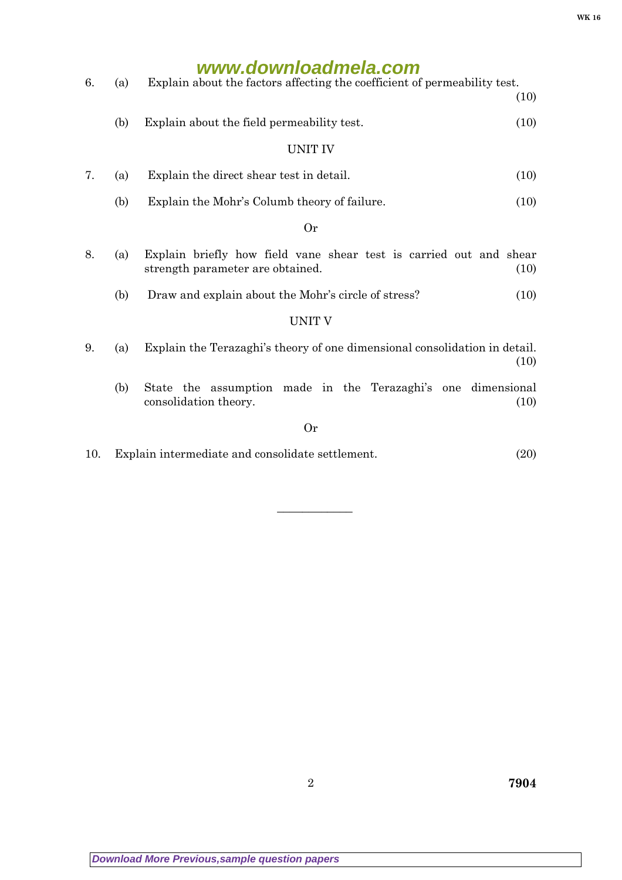6. (a) Explain about the factors affecting the coefficient of permeability test. (10)

   (b) Explain about the field permeability test. (10)

UNIT IV

7. (a) Explain the direct shear test in detail. (10)

   (b) Explain the Mohr's Columb theory of failure. (10)

Or

8. (a) Explain briefly how field vane shear test is carried out and shear strength parameter are obtained. (10)

   (b) Draw and explain about the Mohr's circle of stress? (10)

UNIT V

9. (a) Explain the Terazaghi's theory of one dimensional consolidation in detail. (10)

   (b) State the assumption made in the Terazaghi's one dimensional consolidation theory. (10)

Or

10. Explain intermediate and consolidate settlement. (20)

————————